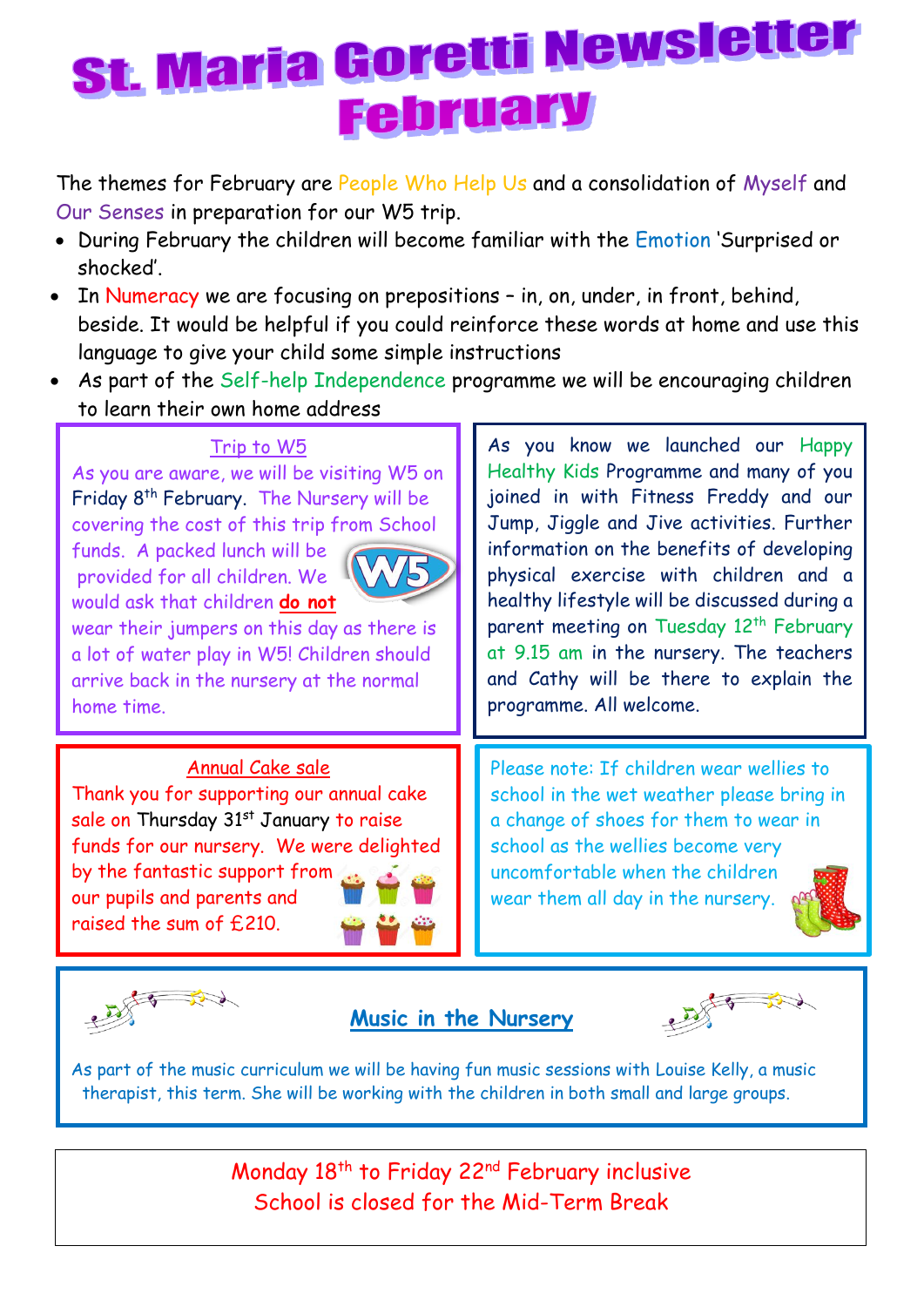# St. Maria Goretti Newsletter February

The themes for February are People Who Help Us and a consolidation of Myself and Our Senses in preparation for our W5 trip.

- During February the children will become familiar with the Emotion 'Surprised or shocked'.
- In Numeracy we are focusing on prepositions – in, on, under, in front, behind, beside. It would be helpful if you could reinforce these words at home and use this language to give your child some simple instructions
- As part of the Self-help Independence programme we will be encouraging children to learn their own home address

## Trip to W5

As you are aware, we will be visiting W5 on Friday 8th February. The Nursery will be covering the cost of this trip from School funds. A packed lunch will be provided for all children. We would ask that children **do not** wear their jumpers on this day as there is a lot of water play in W5! Children should arrive back in the nursery at the normal home time.

As you know we launched our Happy Healthy Kids Programme and many of you joined in with Fitness Freddy and our Jump, Jiggle and Jive activities. Further information on the benefits of developing physical exercise with children and a healthy lifestyle will be discussed during a parent meeting on Tuesday 12th February at 9.15 am in the nursery. The teachers and Cathy will be there to explain the programme. All welcome.

## Annual Cake sale

Thank you for supporting our annual cake sale on Thursday 31st January to raise funds for our nursery. We were delighted by the fantastic support from our pupils and parents and raised the sum of £210.

Please note: If children wear wellies to school in the wet weather please bring in a change of shoes for them to wear in school as the wellies become very uncomfortable when the children wear them all day in the nursery.

## Music in the Nursery

As part of the music curriculum we will be having fun music sessions with Louise Kelly, a music therapist, this term. She will be working with the children in both small and large groups.

Monday 18th to Friday 22nd February inclusive
School is closed for the Mid-Term Break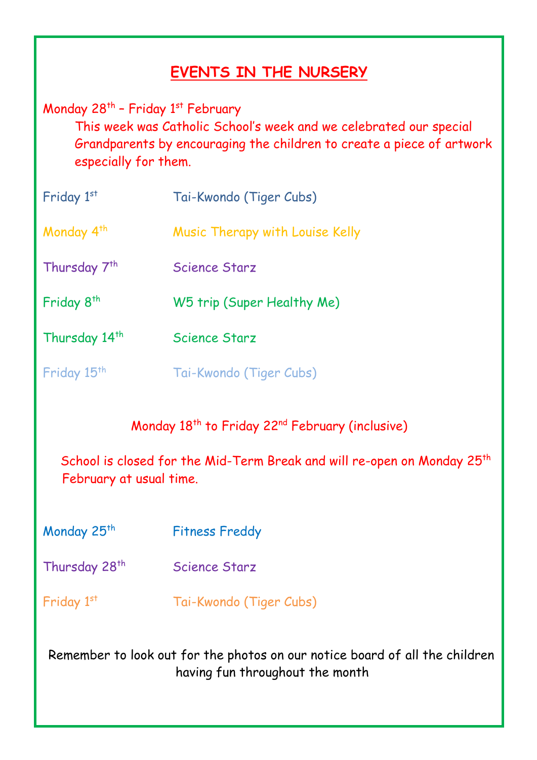# EVENTS IN THE NURSERY

Monday 28th – Friday 1st February

This week was Catholic School's week and we celebrated our special Grandparents by encouraging the children to create a piece of artwork especially for them.

| | |
|---|---|
| Friday 1st | Tai-Kwondo (Tiger Cubs) |
| Monday 4th | Music Therapy with Louise Kelly |
| Thursday 7th | Science Starz |
| Friday 8th | W5 trip (Super Healthy Me) |
| Thursday 14th | Science Starz |
| Friday 15th | Tai-Kwondo (Tiger Cubs) |

Monday 18th to Friday 22nd February (inclusive)

School is closed for the Mid-Term Break and will re-open on Monday 25th February at usual time.

| | |
|---|---|
| Monday 25th | Fitness Freddy |
| Thursday 28th | Science Starz |
| Friday 1st | Tai-Kwondo (Tiger Cubs) |

Remember to look out for the photos on our notice board of all the children having fun throughout the month